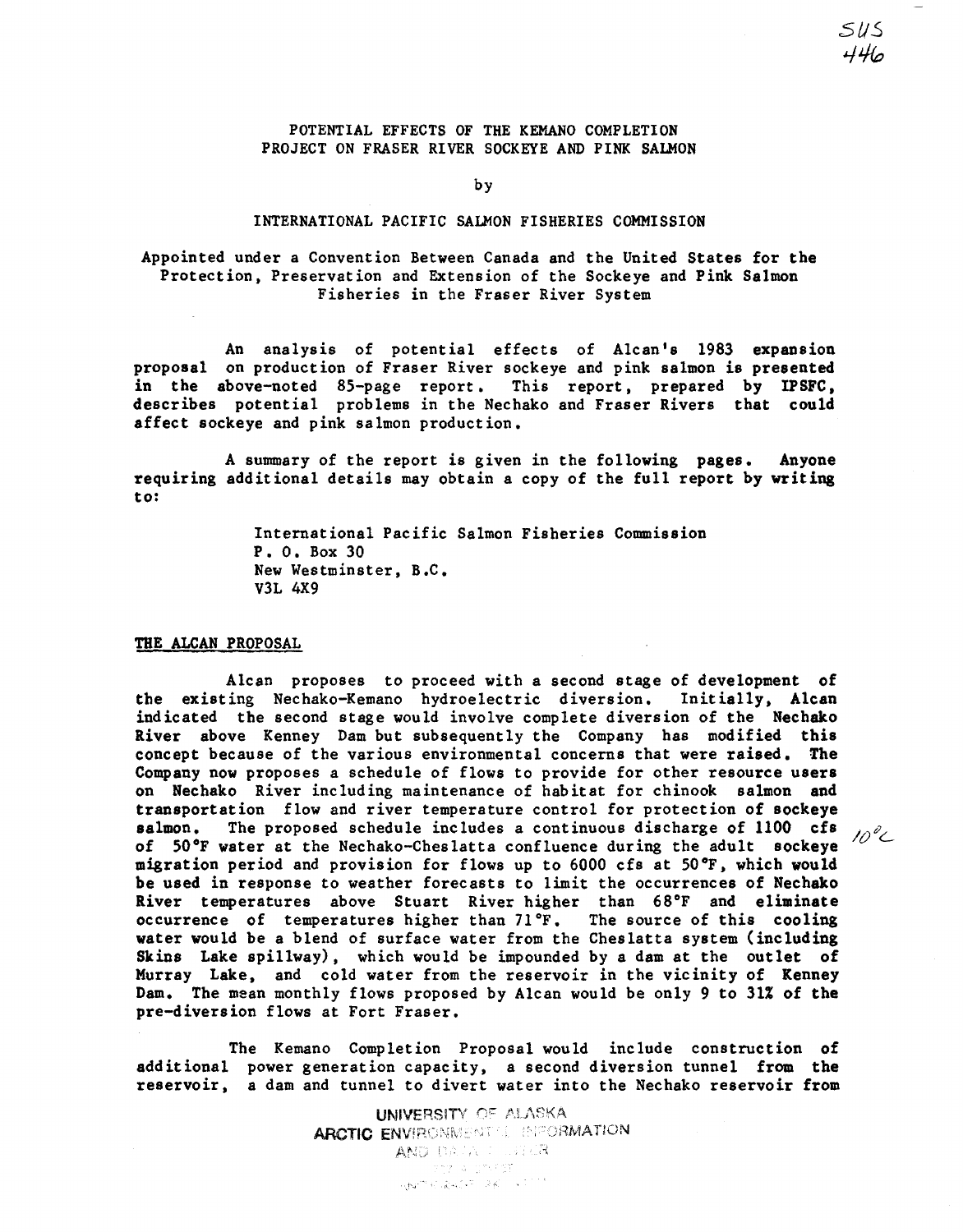SUS 446

POTENTIAL EFFECTS OF THE KEMANO COMPLETION PROJECT ON FRASER RIVER SOCKEYE AND PINK SALMON

by

INTERNATIONAL PACIFIC SALMON FISHERIES COMMISSION

Appointed under a Convention Between Canada and the United States for the Protection, Preservation and Extension of the Sockeye and Pink Salmon Fisheries in the Fraser River System

An analysis of potential effects of Alcan's 1983 expansion proposal on production of Fraser River sockeye and pink salmon is presented in the above-noted 85-page report. This report, prepared by IPSFC, describes potential problems in the Nechako and Fraser Rivers that could affect sockeye and pink salmon production.

A summary of the report is given in the following pages. Anyone requiring additional details may obtain a copy of the full report by writing to:

International Pacific Salmon Fisheries Commission
P. O. Box 30
New Westminster, B.C.
V3L 4X9

## THE ALCAN PROPOSAL

Alcan proposes to proceed with a second stage of development of the existing Nechako-Kemano hydroelectric diversion. Initially, Alcan indicated the second stage would involve complete diversion of the Nechako River above Kenney Dam but subsequently the Company has modified this concept because of the various environmental concerns that were raised. The Company now proposes a schedule of flows to provide for other resource users on Nechako River including maintenance of habitat for chinook salmon and transportation flow and river temperature control for protection of sockeye salmon. The proposed schedule includes a continuous discharge of 1100 cfs of 50°F water at the Nechako-Cheslatta confluence during the adult sockeye migration period and provision for flows up to 6000 cfs at 50°F, which would be used in response to weather forecasts to limit the occurrences of Nechako River temperatures above Stuart River higher than 68°F and eliminate occurrence of temperatures higher than 71°F. The source of this cooling water would be a blend of surface water from the Cheslatta system (including Skins Lake spillway), which would be impounded by a dam at the outlet of Murray Lake, and cold water from the reservoir in the vicinity of Kenney Dam. The mean monthly flows proposed by Alcan would be only 9 to 31% of the pre-diversion flows at Fort Fraser.

The Kemano Completion Proposal would include construction of additional power generation capacity, a second diversion tunnel from the reservoir, a dam and tunnel to divert water into the Nechako reservoir from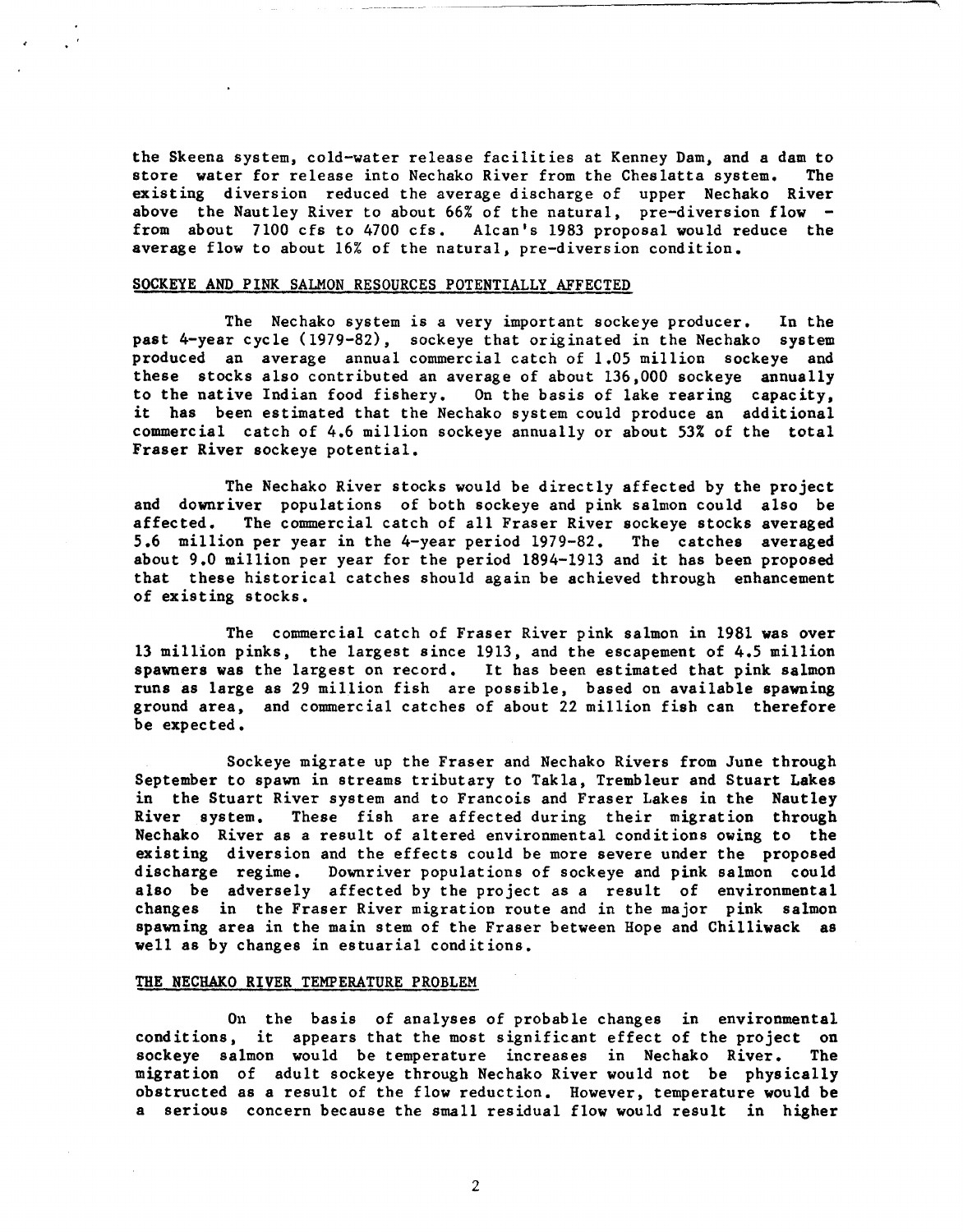the Skeena system, cold-water release facilities at Kenney Dam, and a dam to store water for release into Nechako River from the Cheslatta system. The existing diversion reduced the average discharge of upper Nechako River above the Nautley River to about 66% of the natural, pre-diversion flow - from about 7100 cfs to 4700 cfs. Alcan's 1983 proposal would reduce the average flow to about 16% of the natural, pre-diversion condition.

## SOCKEYE AND PINK SALMON RESOURCES POTENTIALLY AFFECTED

The Nechako system is a very important sockeye producer. In the past 4-year cycle (1979-82), sockeye that originated in the Nechako system produced an average annual commercial catch of 1.05 million sockeye and these stocks also contributed an average of about 136,000 sockeye annually to the native Indian food fishery. On the basis of lake rearing capacity, it has been estimated that the Nechako system could produce an additional commercial catch of 4.6 million sockeye annually or about 53% of the total Fraser River sockeye potential.

The Nechako River stocks would be directly affected by the project and downriver populations of both sockeye and pink salmon could also be affected. The commercial catch of all Fraser River sockeye stocks averaged 5.6 million per year in the 4-year period 1979-82. The catches averaged about 9.0 million per year for the period 1894-1913 and it has been proposed that these historical catches should again be achieved through enhancement of existing stocks.

The commercial catch of Fraser River pink salmon in 1981 was over 13 million pinks, the largest since 1913, and the escapement of 4.5 million spawners was the largest on record. It has been estimated that pink salmon runs as large as 29 million fish are possible, based on available spawning ground area, and commercial catches of about 22 million fish can therefore be expected.

Sockeye migrate up the Fraser and Nechako Rivers from June through September to spawn in streams tributary to Takla, Trembleur and Stuart Lakes in the Stuart River system and to Francois and Fraser Lakes in the Nautley River system. These fish are affected during their migration through Nechako River as a result of altered environmental conditions owing to the existing diversion and the effects could be more severe under the proposed discharge regime. Downriver populations of sockeye and pink salmon could also be adversely affected by the project as a result of environmental changes in the Fraser River migration route and in the major pink salmon spawning area in the main stem of the Fraser between Hope and Chilliwack as well as by changes in estuarial conditions.

## THE NECHAKO RIVER TEMPERATURE PROBLEM

On the basis of analyses of probable changes in environmental conditions, it appears that the most significant effect of the project on sockeye salmon would be temperature increases in Nechako River. The migration of adult sockeye through Nechako River would not be physically obstructed as a result of the flow reduction. However, temperature would be a serious concern because the small residual flow would result in higher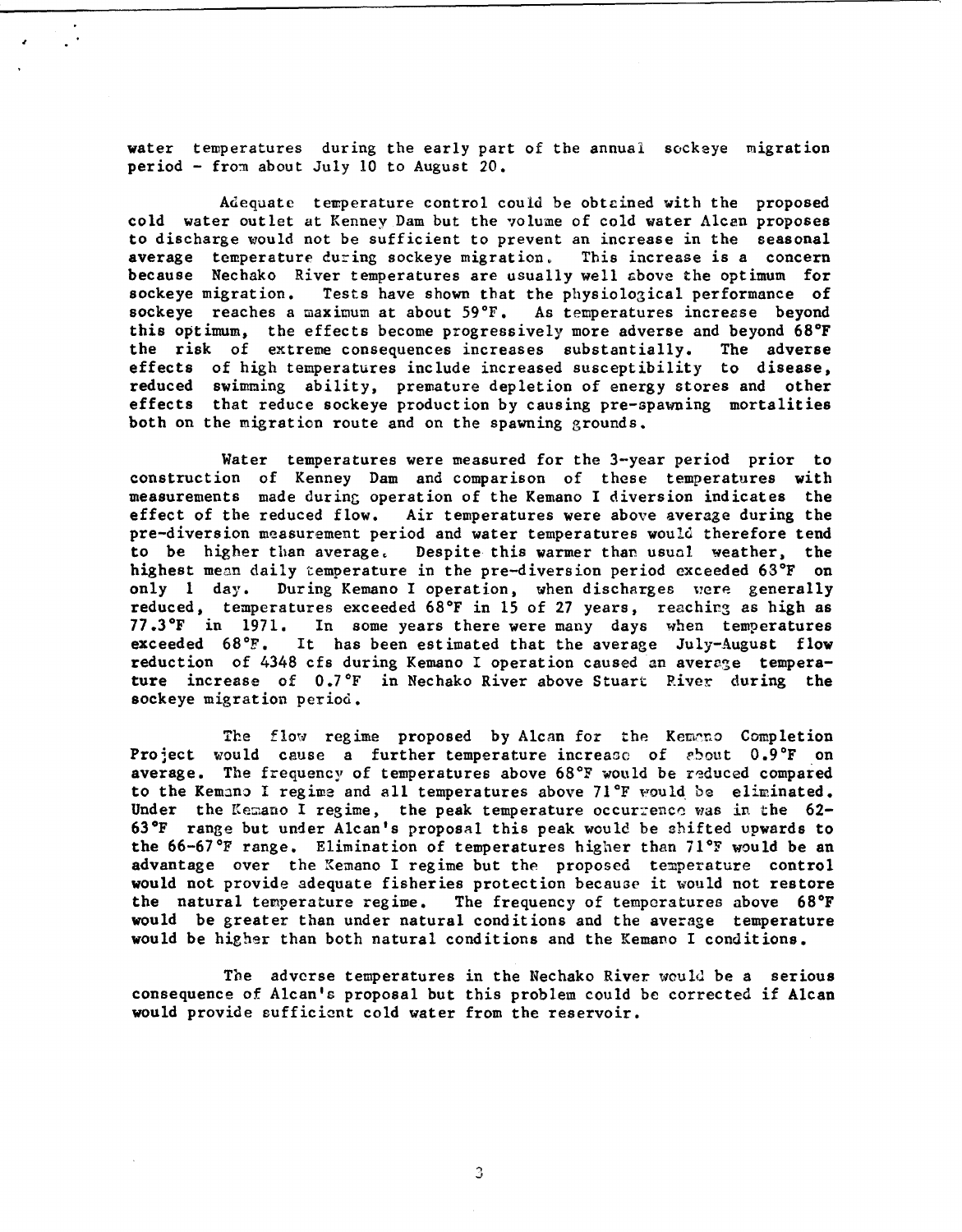water temperatures during the early part of the annual sockeye migration period - from about July 10 to August 20.

Adequate temperature control could be obtained with the proposed cold water outlet at Kenney Dam but the volume of cold water Alcan proposes to discharge would not be sufficient to prevent an increase in the seasonal average temperature during sockeye migration. This increase is a concern because Nechako River temperatures are usually well above the optimum for sockeye migration. Tests have shown that the physiological performance of sockeye reaches a maximum at about 59°F. As temperatures increase beyond this optimum, the effects become progressively more adverse and beyond 68°F the risk of extreme consequences increases substantially. The adverse effects of high temperatures include increased susceptibility to disease, reduced swimming ability, premature depletion of energy stores and other effects that reduce sockeye production by causing pre-spawning mortalities both on the migration route and on the spawning grounds.

Water temperatures were measured for the 3-year period prior to construction of Kenney Dam and comparison of these temperatures with measurements made during operation of the Kemano I diversion indicates the effect of the reduced flow. Air temperatures were above average during the pre-diversion measurement period and water temperatures would therefore tend to be higher than average. Despite this warmer than usual weather, the highest mean daily temperature in the pre-diversion period exceeded 63°F on only 1 day. During Kemano I operation, when discharges were generally reduced, temperatures exceeded 68°F in 15 of 27 years, reaching as high as 77.3°F in 1971. In some years there were many days when temperatures exceeded 68°F. It has been estimated that the average July-August flow reduction of 4348 cfs during Kemano I operation caused an average temperature increase of 0.7°F in Nechako River above Stuart River during the sockeye migration period.

The flow regime proposed by Alcan for the Kemano Completion Project would cause a further temperature increase of about 0.9°F on average. The frequency of temperatures above 68°F would be reduced compared to the Kemano I regime and all temperatures above 71°F would be eliminated. Under the Kemano I regime, the peak temperature occurrence was in the 62-63°F range but under Alcan's proposal this peak would be shifted upwards to the 66-67°F range. Elimination of temperatures higher than 71°F would be an advantage over the Kemano I regime but the proposed temperature control would not provide adequate fisheries protection because it would not restore the natural temperature regime. The frequency of temperatures above 68°F would be greater than under natural conditions and the average temperature would be higher than both natural conditions and the Kemano I conditions.

The adverse temperatures in the Nechako River would be a serious consequence of Alcan's proposal but this problem could be corrected if Alcan would provide sufficient cold water from the reservoir.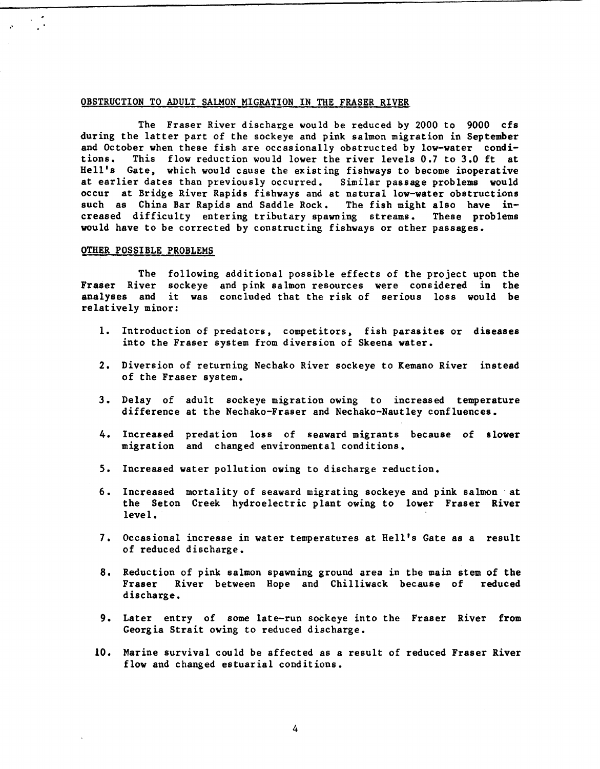## OBSTRUCTION TO ADULT SALMON MIGRATION IN THE FRASER RIVER

The Fraser River discharge would be reduced by 2000 to 9000 cfs during the latter part of the sockeye and pink salmon migration in September and October when these fish are occasionally obstructed by low-water conditions. This flow reduction would lower the river levels 0.7 to 3.0 ft at Hell's Gate, which would cause the existing fishways to become inoperative at earlier dates than previously occurred. Similar passage problems would occur at Bridge River Rapids fishways and at natural low-water obstructions such as China Bar Rapids and Saddle Rock. The fish might also have increased difficulty entering tributary spawning streams. These problems would have to be corrected by constructing fishways or other passages.

## OTHER POSSIBLE PROBLEMS

The following additional possible effects of the project upon the Fraser River sockeye and pink salmon resources were considered in the analyses and it was concluded that the risk of serious loss would be relatively minor:

1. Introduction of predators, competitors, fish parasites or diseases into the Fraser system from diversion of Skeena water.
2. Diversion of returning Nechako River sockeye to Kemano River instead of the Fraser system.
3. Delay of adult sockeye migration owing to increased temperature difference at the Nechako-Fraser and Nechako-Nautley confluences.
4. Increased predation loss of seaward migrants because of slower migration and changed environmental conditions.
5. Increased water pollution owing to discharge reduction.
6. Increased mortality of seaward migrating sockeye and pink salmon at the Seton Creek hydroelectric plant owing to lower Fraser River level.
7. Occasional increase in water temperatures at Hell's Gate as a result of reduced discharge.
8. Reduction of pink salmon spawning ground area in the main stem of the Fraser River between Hope and Chilliwack because of reduced discharge.
9. Later entry of some late-run sockeye into the Fraser River from Georgia Strait owing to reduced discharge.
10. Marine survival could be affected as a result of reduced Fraser River flow and changed estuarial conditions.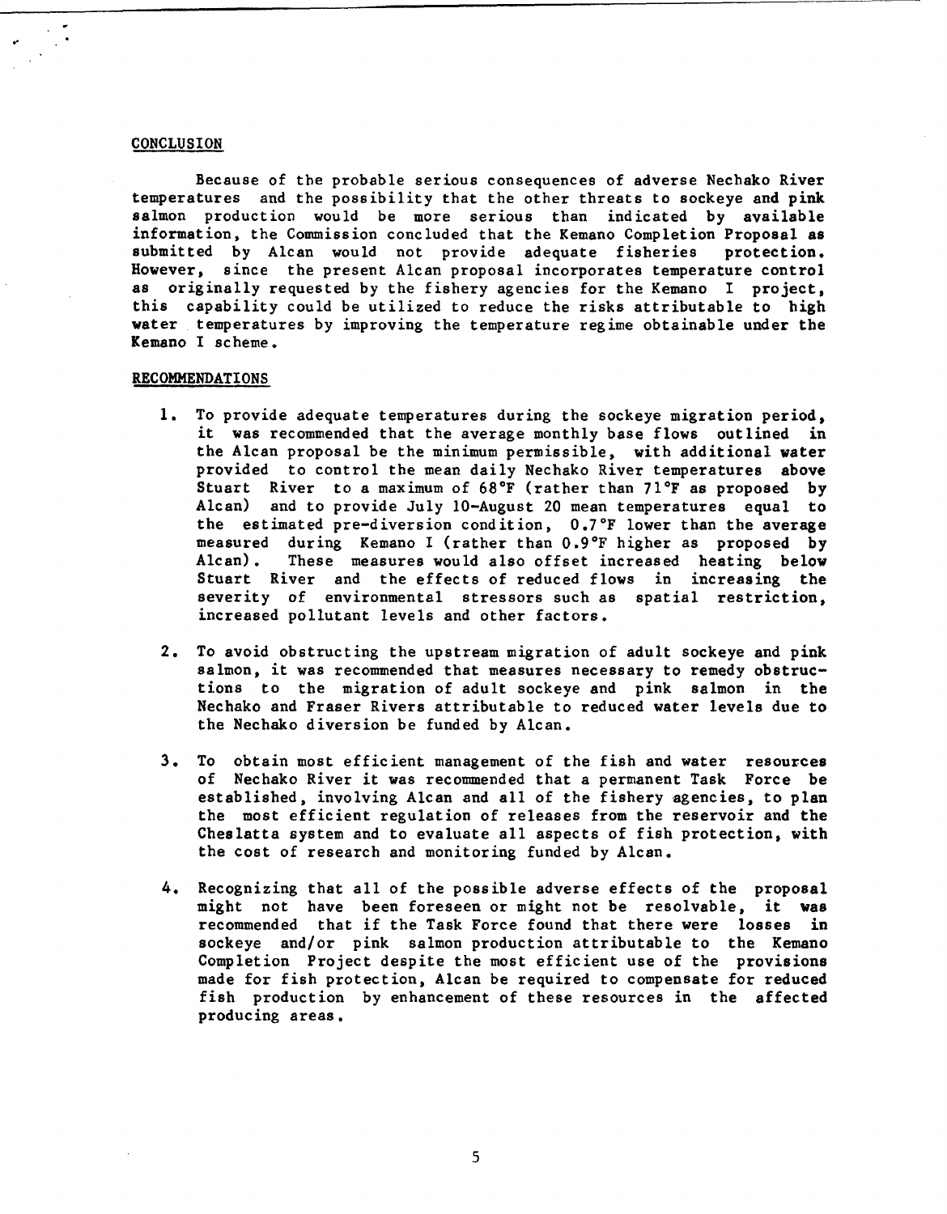## CONCLUSION

Because of the probable serious consequences of adverse Nechako River temperatures and the possibility that the other threats to sockeye and pink salmon production would be more serious than indicated by available information, the Commission concluded that the Kemano Completion Proposal as submitted by Alcan would not provide adequate fisheries protection. However, since the present Alcan proposal incorporates temperature control as originally requested by the fishery agencies for the Kemano I project, this capability could be utilized to reduce the risks attributable to high water temperatures by improving the temperature regime obtainable under the Kemano I scheme.

## RECOMMENDATIONS

1. To provide adequate temperatures during the sockeye migration period, it was recommended that the average monthly base flows outlined in the Alcan proposal be the minimum permissible, with additional water provided to control the mean daily Nechako River temperatures above Stuart River to a maximum of 68°F (rather than 71°F as proposed by Alcan) and to provide July 10-August 20 mean temperatures equal to the estimated pre-diversion condition, 0.7°F lower than the average measured during Kemano I (rather than 0.9°F higher as proposed by Alcan). These measures would also offset increased heating below Stuart River and the effects of reduced flows in increasing the severity of environmental stressors such as spatial restriction, increased pollutant levels and other factors.

2. To avoid obstructing the upstream migration of adult sockeye and pink salmon, it was recommended that measures necessary to remedy obstructions to the migration of adult sockeye and pink salmon in the Nechako and Fraser Rivers attributable to reduced water levels due to the Nechako diversion be funded by Alcan.

3. To obtain most efficient management of the fish and water resources of Nechako River it was recommended that a permanent Task Force be established, involving Alcan and all of the fishery agencies, to plan the most efficient regulation of releases from the reservoir and the Cheslatta system and to evaluate all aspects of fish protection, with the cost of research and monitoring funded by Alcan.

4. Recognizing that all of the possible adverse effects of the proposal might not have been foreseen or might not be resolvable, it was recommended that if the Task Force found that there were losses in sockeye and/or pink salmon production attributable to the Kemano Completion Project despite the most efficient use of the provisions made for fish protection, Alcan be required to compensate for reduced fish production by enhancement of these resources in the affected producing areas.